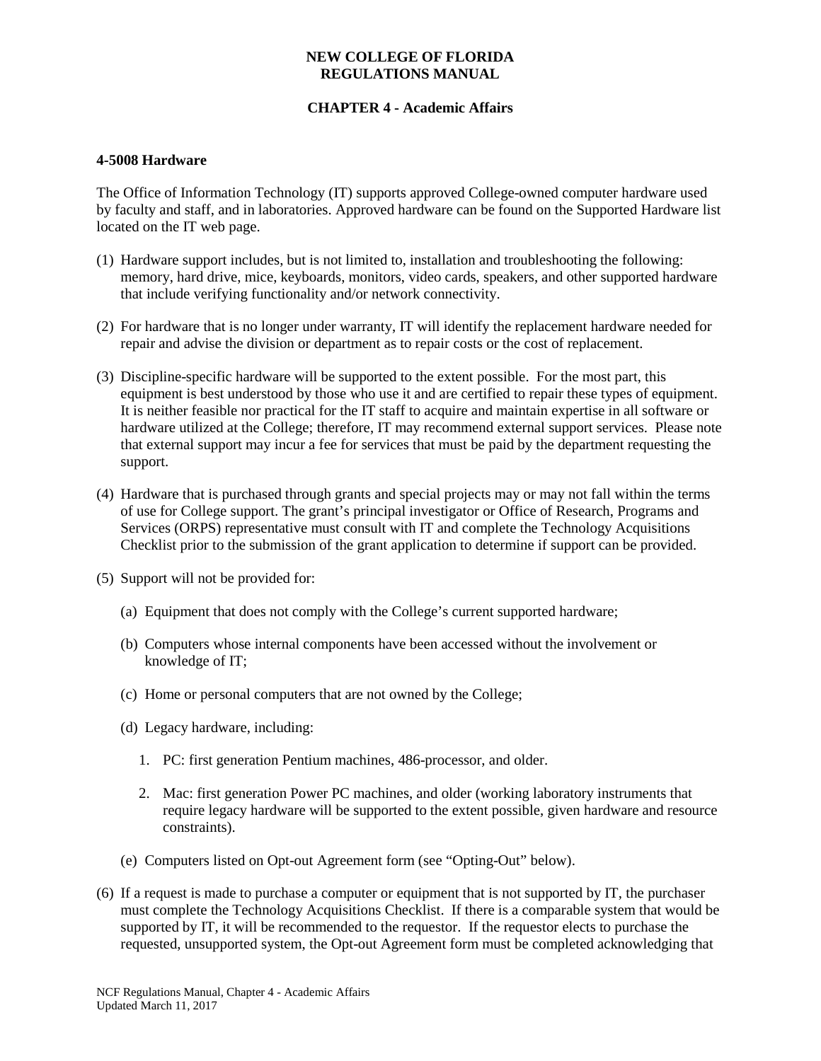**NEW COLLEGE OF FLORIDA**
**REGULATIONS MANUAL**

**CHAPTER 4 - Academic Affairs**

## 4-5008 Hardware

The Office of Information Technology (IT) supports approved College-owned computer hardware used by faculty and staff, and in laboratories. Approved hardware can be found on the Supported Hardware list located on the IT web page.

(1) Hardware support includes, but is not limited to, installation and troubleshooting the following: memory, hard drive, mice, keyboards, monitors, video cards, speakers, and other supported hardware that include verifying functionality and/or network connectivity.

(2) For hardware that is no longer under warranty, IT will identify the replacement hardware needed for repair and advise the division or department as to repair costs or the cost of replacement.

(3) Discipline-specific hardware will be supported to the extent possible. For the most part, this equipment is best understood by those who use it and are certified to repair these types of equipment. It is neither feasible nor practical for the IT staff to acquire and maintain expertise in all software or hardware utilized at the College; therefore, IT may recommend external support services. Please note that external support may incur a fee for services that must be paid by the department requesting the support.

(4) Hardware that is purchased through grants and special projects may or may not fall within the terms of use for College support. The grant's principal investigator or Office of Research, Programs and Services (ORPS) representative must consult with IT and complete the Technology Acquisitions Checklist prior to the submission of the grant application to determine if support can be provided.

(5) Support will not be provided for:

   (a) Equipment that does not comply with the College's current supported hardware;

   (b) Computers whose internal components have been accessed without the involvement or knowledge of IT;

   (c) Home or personal computers that are not owned by the College;

   (d) Legacy hardware, including:

      1. PC: first generation Pentium machines, 486-processor, and older.

      2. Mac: first generation Power PC machines, and older (working laboratory instruments that require legacy hardware will be supported to the extent possible, given hardware and resource constraints).

   (e) Computers listed on Opt-out Agreement form (see "Opting-Out" below).

(6) If a request is made to purchase a computer or equipment that is not supported by IT, the purchaser must complete the Technology Acquisitions Checklist. If there is a comparable system that would be supported by IT, it will be recommended to the requestor. If the requestor elects to purchase the requested, unsupported system, the Opt-out Agreement form must be completed acknowledging that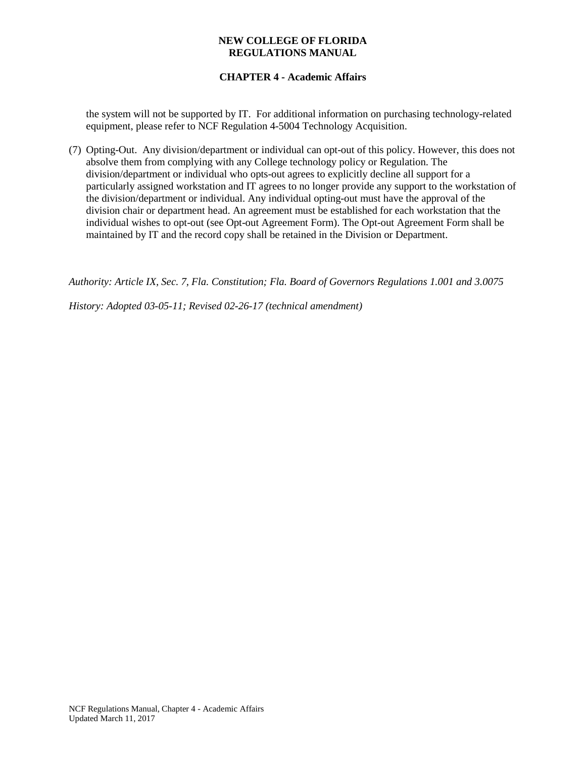the system will not be supported by IT. For additional information on purchasing technology-related equipment, please refer to NCF Regulation 4-5004 Technology Acquisition.

(7) Opting-Out. Any division/department or individual can opt-out of this policy. However, this does not absolve them from complying with any College technology policy or Regulation. The division/department or individual who opts-out agrees to explicitly decline all support for a particularly assigned workstation and IT agrees to no longer provide any support to the workstation of the division/department or individual. Any individual opting-out must have the approval of the division chair or department head. An agreement must be established for each workstation that the individual wishes to opt-out (see Opt-out Agreement Form). The Opt-out Agreement Form shall be maintained by IT and the record copy shall be retained in the Division or Department.

*Authority: Article IX, Sec. 7, Fla. Constitution; Fla. Board of Governors Regulations 1.001 and 3.0075*

*History: Adopted 03-05-11; Revised 02-26-17 (technical amendment)*